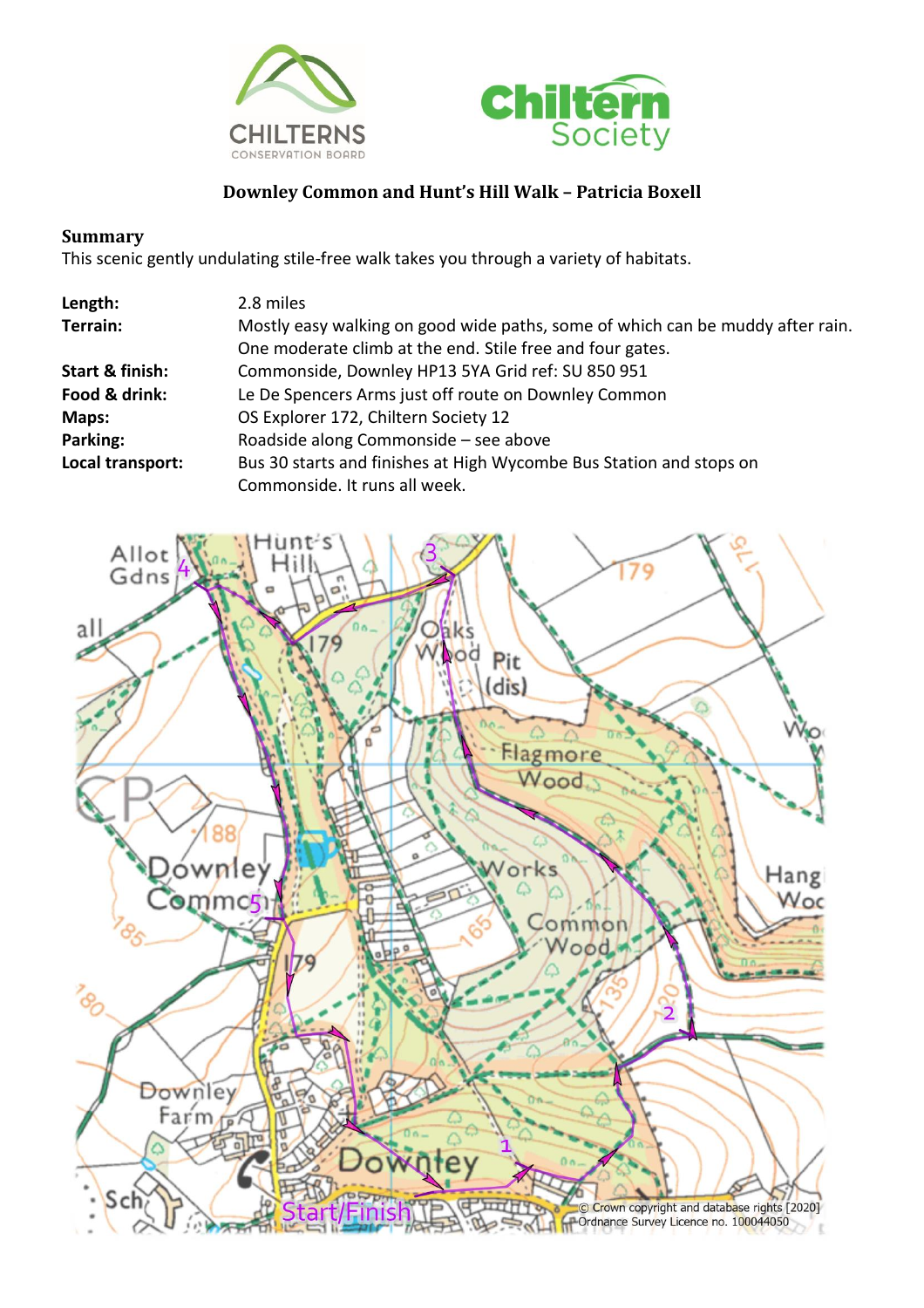# Downley Common and Hunt's Hill Walk – Patricia Boxell

## Summary

This scenic gently undulating stile-free walk takes you through a variety of habitats.

| | |
|---|---|
| **Length:** | 2.8 miles |
| **Terrain:** | Mostly easy walking on good wide paths, some of which can be muddy after rain. One moderate climb at the end. Stile free and four gates. |
| **Start & finish:** | Commonside, Downley HP13 5YA Grid ref: SU 850 951 |
| **Food & drink:** | Le De Spencers Arms just off route on Downley Common |
| **Maps:** | OS Explorer 172, Chiltern Society 12 |
| **Parking:** | Roadside along Commonside – see above |
| **Local transport:** | Bus 30 starts and finishes at High Wycombe Bus Station and stops on Commonside. It runs all week. |

© Crown copyright and database rights [2020] Ordnance Survey Licence no. 100044050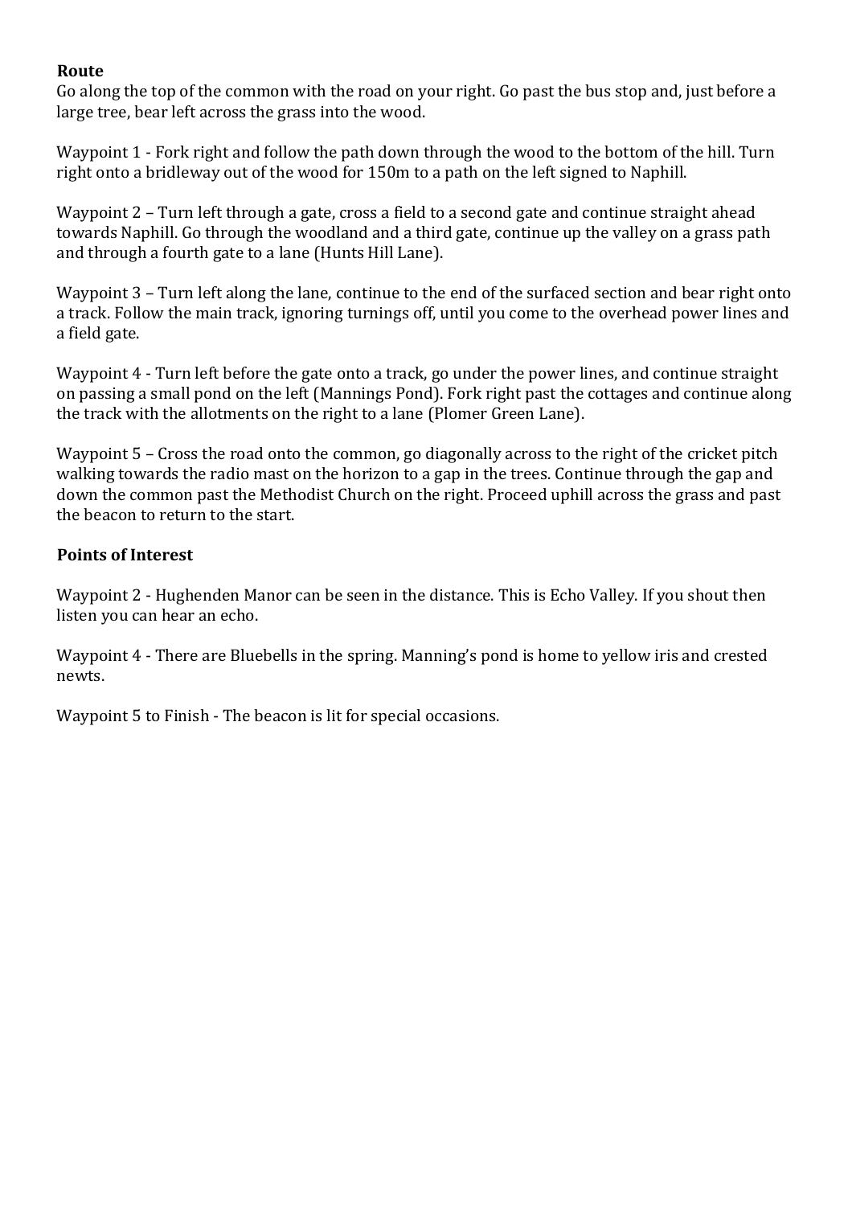**Route**

Go along the top of the common with the road on your right. Go past the bus stop and, just before a large tree, bear left across the grass into the wood.

Waypoint 1 - Fork right and follow the path down through the wood to the bottom of the hill. Turn right onto a bridleway out of the wood for 150m to a path on the left signed to Naphill.

Waypoint 2 – Turn left through a gate, cross a field to a second gate and continue straight ahead towards Naphill. Go through the woodland and a third gate, continue up the valley on a grass path and through a fourth gate to a lane (Hunts Hill Lane).

Waypoint 3 – Turn left along the lane, continue to the end of the surfaced section and bear right onto a track. Follow the main track, ignoring turnings off, until you come to the overhead power lines and a field gate.

Waypoint 4 - Turn left before the gate onto a track, go under the power lines, and continue straight on passing a small pond on the left (Mannings Pond). Fork right past the cottages and continue along the track with the allotments on the right to a lane (Plomer Green Lane).

Waypoint 5 – Cross the road onto the common, go diagonally across to the right of the cricket pitch walking towards the radio mast on the horizon to a gap in the trees. Continue through the gap and down the common past the Methodist Church on the right. Proceed uphill across the grass and past the beacon to return to the start.

**Points of Interest**

Waypoint 2 - Hughenden Manor can be seen in the distance. This is Echo Valley. If you shout then listen you can hear an echo.

Waypoint 4 - There are Bluebells in the spring. Manning's pond is home to yellow iris and crested newts.

Waypoint 5 to Finish - The beacon is lit for special occasions.